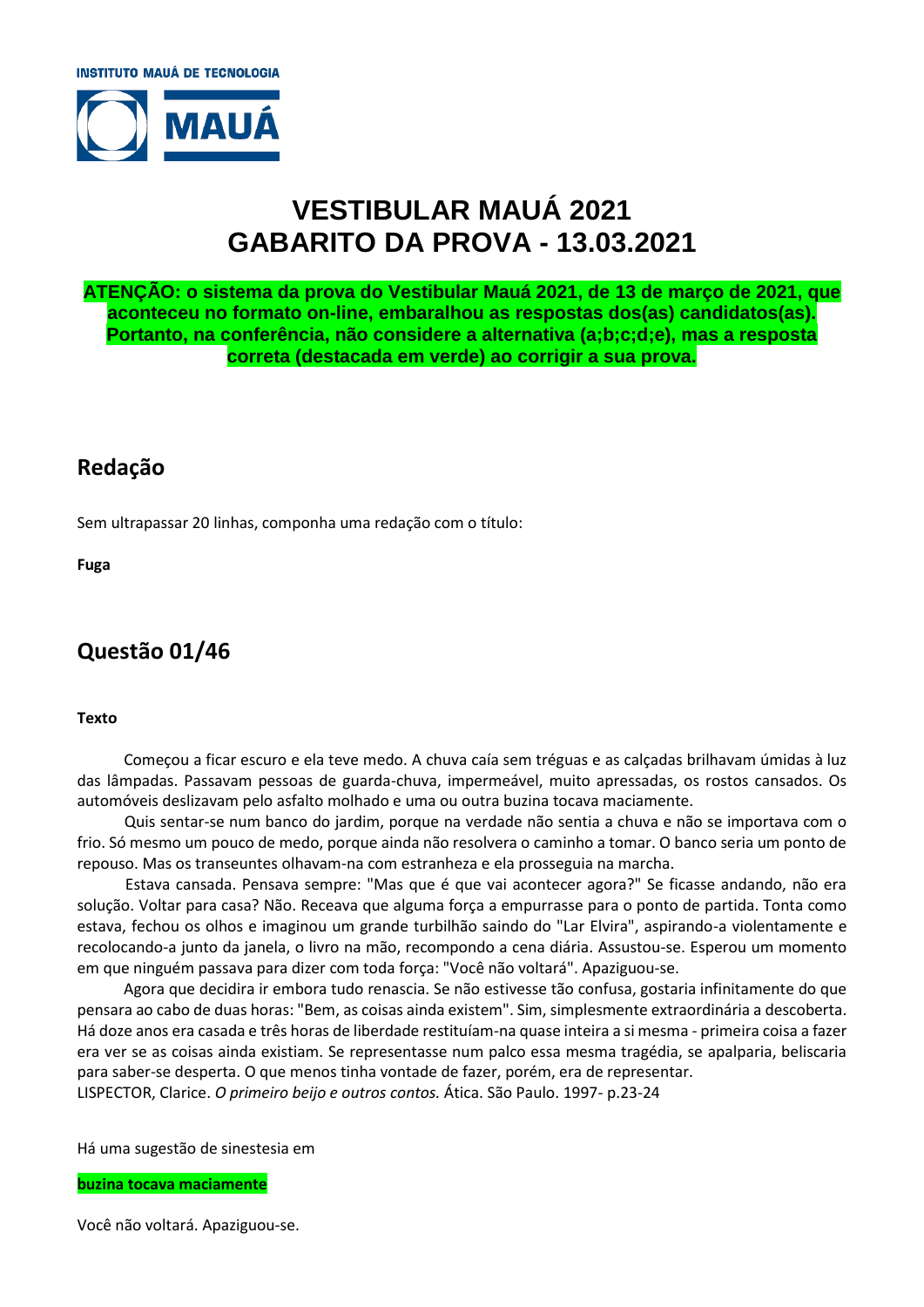INSTITUTO MAUÁ DE TECNOLOGIA

MAUÁ

# VESTIBULAR MAUÁ 2021
# GABARITO DA PROVA - 13.03.2021

**ATENÇÃO: o sistema da prova do Vestibular Mauá 2021, de 13 de março de 2021, que aconteceu no formato on-line, embaralhou as respostas dos(as) candidatos(as). Portanto, na conferência, não considere a alternativa (a;b;c;d;e), mas a resposta correta (destacada em verde) ao corrigir a sua prova.**

## Redação

Sem ultrapassar 20 linhas, componha uma redação com o título:

**Fuga**

## Questão 01/46

**Texto**

Começou a ficar escuro e ela teve medo. A chuva caía sem tréguas e as calçadas brilhavam úmidas à luz das lâmpadas. Passavam pessoas de guarda-chuva, impermeável, muito apressadas, os rostos cansados. Os automóveis deslizavam pelo asfalto molhado e uma ou outra buzina tocava maciamente.

Quis sentar-se num banco do jardim, porque na verdade não sentia a chuva e não se importava com o frio. Só mesmo um pouco de medo, porque ainda não resolvera o caminho a tomar. O banco seria um ponto de repouso. Mas os transeuntes olhavam-na com estranheza e ela prosseguia na marcha.

Estava cansada. Pensava sempre: "Mas que é que vai acontecer agora?" Se ficasse andando, não era solução. Voltar para casa? Não. Receava que alguma força a empurrasse para o ponto de partida. Tonta como estava, fechou os olhos e imaginou um grande turbilhão saindo do "Lar Elvira", aspirando-a violentamente e recolocando-a junto da janela, o livro na mão, recompondo a cena diária. Assustou-se. Esperou um momento em que ninguém passava para dizer com toda força: "Você não voltará". Apaziguou-se.

Agora que decidira ir embora tudo renascia. Se não estivesse tão confusa, gostaria infinitamente do que pensara ao cabo de duas horas: "Bem, as coisas ainda existem". Sim, simplesmente extraordinária a descoberta. Há doze anos era casada e três horas de liberdade restituíam-na quase inteira a si mesma - primeira coisa a fazer era ver se as coisas ainda existiam. Se representasse num palco essa mesma tragédia, se apalparia, beliscaria para saber-se desperta. O que menos tinha vontade de fazer, porém, era de representar.

LISPECTOR, Clarice. *O primeiro beijo e outros contos.* Ática. São Paulo. 1997- p.23-24

Há uma sugestão de sinestesia em

**buzina tocava maciamente**

Você não voltará. Apaziguou-se.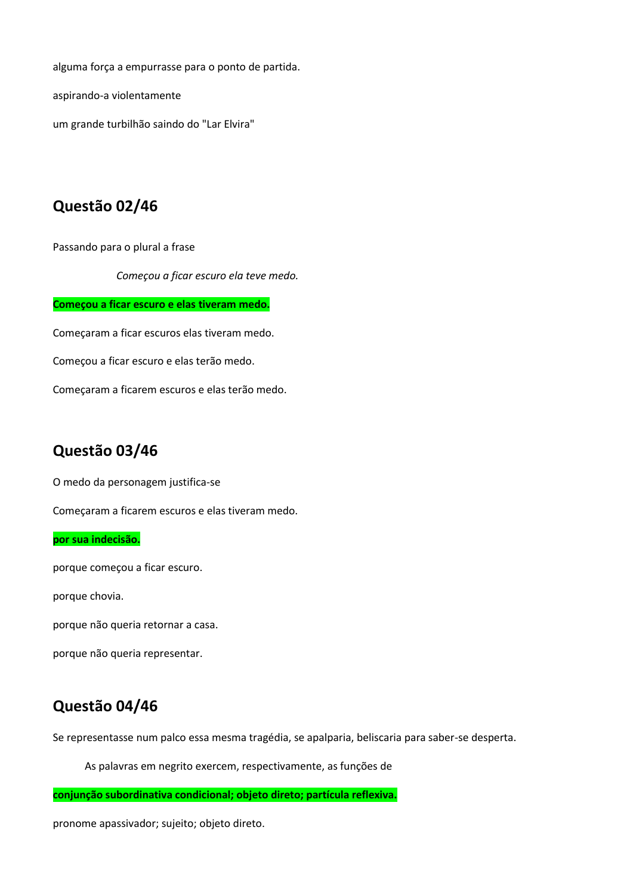alguma força a empurrasse para o ponto de partida.

aspirando-a violentamente

um grande turbilhão saindo do "Lar Elvira"

## Questão 02/46

Passando para o plural a frase

*Começou a ficar escuro ela teve medo.*

**Começou a ficar escuro e elas tiveram medo.**

Começaram a ficar escuros elas tiveram medo.

Começou a ficar escuro e elas terão medo.

Começaram a ficarem escuros e elas terão medo.

## Questão 03/46

O medo da personagem justifica-se

Começaram a ficarem escuros e elas tiveram medo.

**por sua indecisão.**

porque começou a ficar escuro.

porque chovia.

porque não queria retornar a casa.

porque não queria representar.

## Questão 04/46

Se representasse num palco essa mesma tragédia, se apalparia, beliscaria para saber-se desperta.

As palavras em negrito exercem, respectivamente, as funções de

**conjunção subordinativa condicional; objeto direto; partícula reflexiva.**

pronome apassivador; sujeito; objeto direto.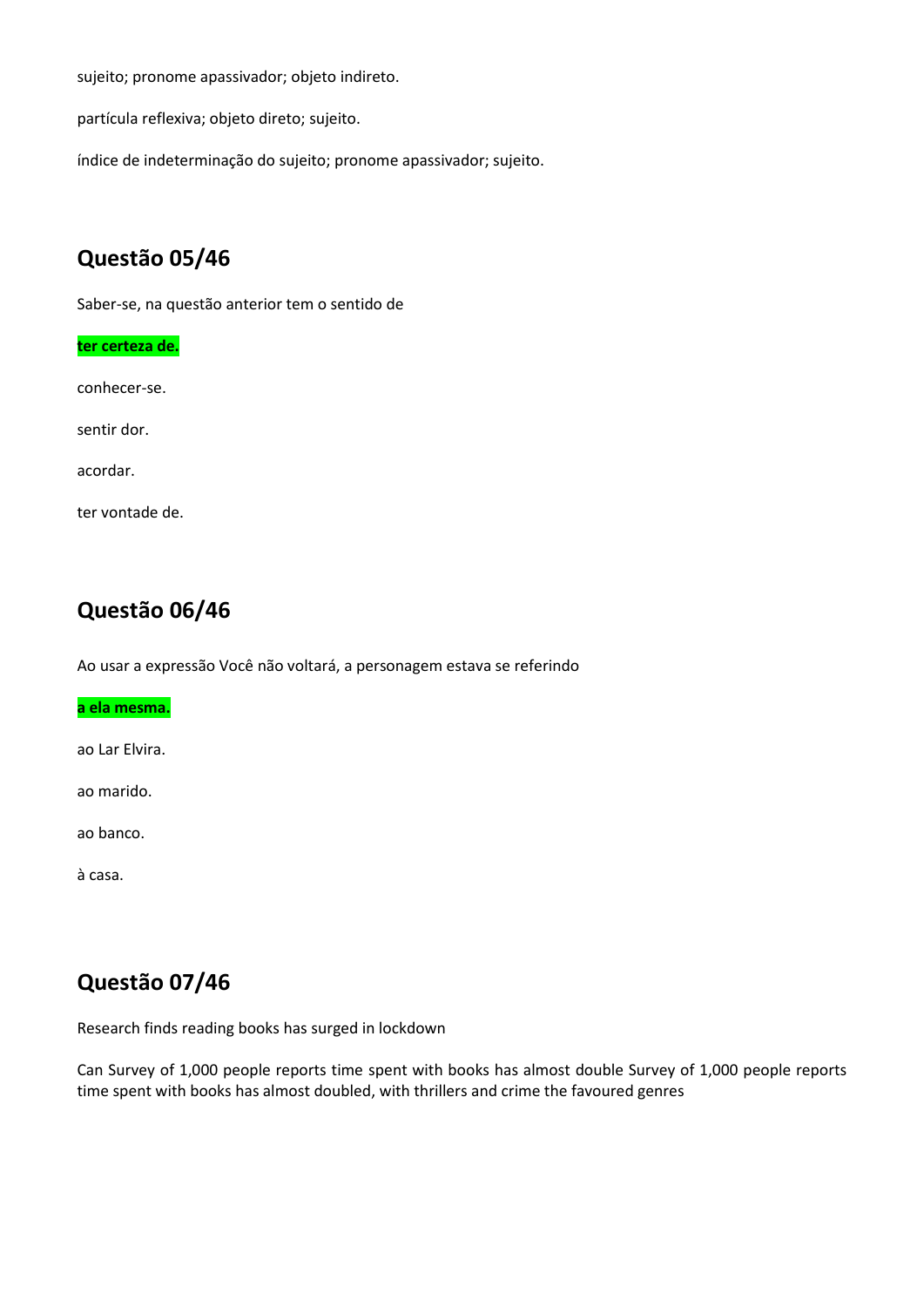sujeito; pronome apassivador; objeto indireto.

partícula reflexiva; objeto direto; sujeito.

índice de indeterminação do sujeito; pronome apassivador; sujeito.

## Questão 05/46

Saber-se, na questão anterior tem o sentido de

**ter certeza de.**

conhecer-se.

sentir dor.

acordar.

ter vontade de.

## Questão 06/46

Ao usar a expressão Você não voltará, a personagem estava se referindo

**a ela mesma.**

ao Lar Elvira.

ao marido.

ao banco.

à casa.

## Questão 07/46

Research finds reading books has surged in lockdown

Can Survey of 1,000 people reports time spent with books has almost double Survey of 1,000 people reports time spent with books has almost doubled, with thrillers and crime the favoured genres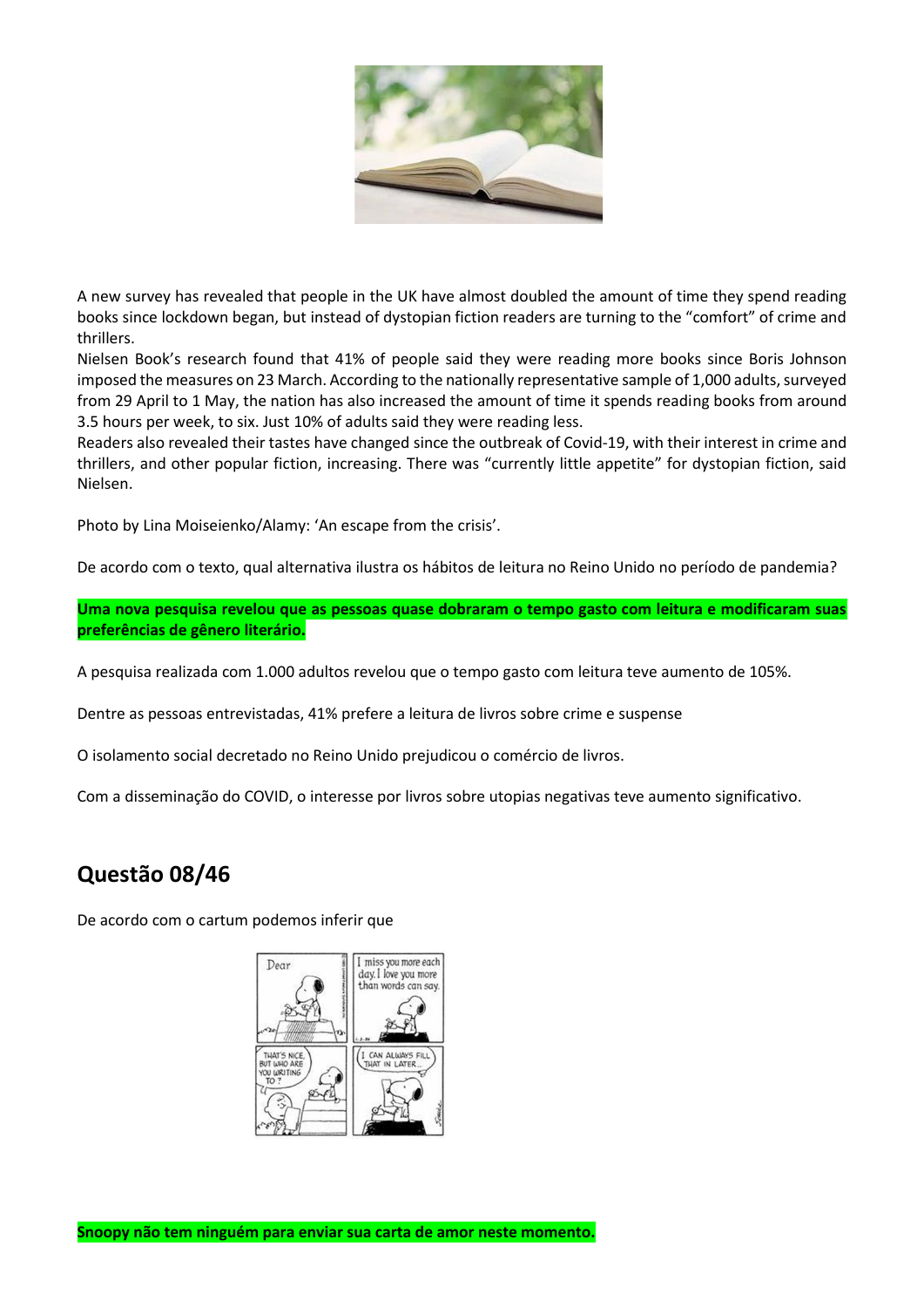A new survey has revealed that people in the UK have almost doubled the amount of time they spend reading books since lockdown began, but instead of dystopian fiction readers are turning to the “comfort” of crime and thrillers.
Nielsen Book’s research found that 41% of people said they were reading more books since Boris Johnson imposed the measures on 23 March. According to the nationally representative sample of 1,000 adults, surveyed from 29 April to 1 May, the nation has also increased the amount of time it spends reading books from around 3.5 hours per week, to six. Just 10% of adults said they were reading less.
Readers also revealed their tastes have changed since the outbreak of Covid-19, with their interest in crime and thrillers, and other popular fiction, increasing. There was “currently little appetite” for dystopian fiction, said Nielsen.

Photo by Lina Moiseienko/Alamy: ‘An escape from the crisis’.

De acordo com o texto, qual alternativa ilustra os hábitos de leitura no Reino Unido no período de pandemia?

**Uma nova pesquisa revelou que as pessoas quase dobraram o tempo gasto com leitura e modificaram suas preferências de gênero literário.**

A pesquisa realizada com 1.000 adultos revelou que o tempo gasto com leitura teve aumento de 105%.

Dentre as pessoas entrevistadas, 41% prefere a leitura de livros sobre crime e suspense

O isolamento social decretado no Reino Unido prejudicou o comércio de livros.

Com a disseminação do COVID, o interesse por livros sobre utopias negativas teve aumento significativo.

## Questão 08/46

De acordo com o cartum podemos inferir que

**Snoopy não tem ninguém para enviar sua carta de amor neste momento.**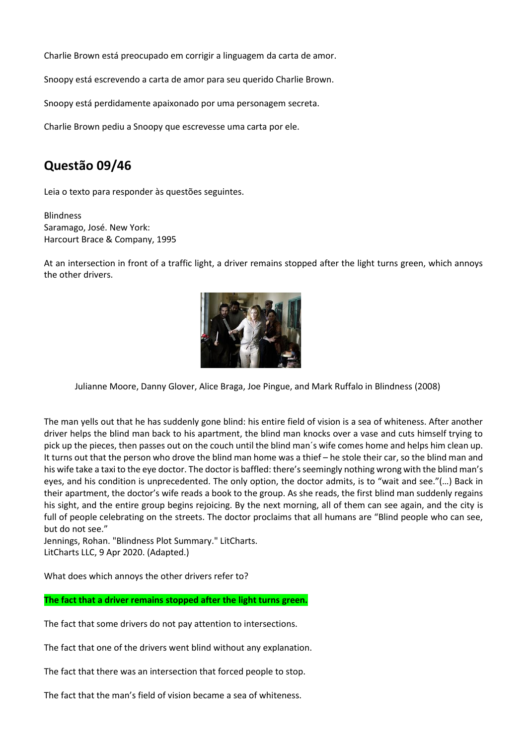Charlie Brown está preocupado em corrigir a linguagem da carta de amor.

Snoopy está escrevendo a carta de amor para seu querido Charlie Brown.

Snoopy está perdidamente apaixonado por uma personagem secreta.

Charlie Brown pediu a Snoopy que escrevesse uma carta por ele.

## Questão 09/46

Leia o texto para responder às questões seguintes.

Blindness
Saramago, José. New York:
Harcourt Brace & Company, 1995

At an intersection in front of a traffic light, a driver remains stopped after the light turns green, which annoys the other drivers.

Julianne Moore, Danny Glover, Alice Braga, Joe Pingue, and Mark Ruffalo in Blindness (2008)

The man yells out that he has suddenly gone blind: his entire field of vision is a sea of whiteness. After another driver helps the blind man back to his apartment, the blind man knocks over a vase and cuts himself trying to pick up the pieces, then passes out on the couch until the blind man´s wife comes home and helps him clean up. It turns out that the person who drove the blind man home was a thief – he stole their car, so the blind man and his wife take a taxi to the eye doctor. The doctor is baffled: there's seemingly nothing wrong with the blind man's eyes, and his condition is unprecedented. The only option, the doctor admits, is to "wait and see."(…) Back in their apartment, the doctor's wife reads a book to the group. As she reads, the first blind man suddenly regains his sight, and the entire group begins rejoicing. By the next morning, all of them can see again, and the city is full of people celebrating on the streets. The doctor proclaims that all humans are "Blind people who can see, but do not see."
Jennings, Rohan. "Blindness Plot Summary." LitCharts.
LitCharts LLC, 9 Apr 2020. (Adapted.)

What does which annoys the other drivers refer to?

**The fact that a driver remains stopped after the light turns green.**

The fact that some drivers do not pay attention to intersections.

The fact that one of the drivers went blind without any explanation.

The fact that there was an intersection that forced people to stop.

The fact that the man's field of vision became a sea of whiteness.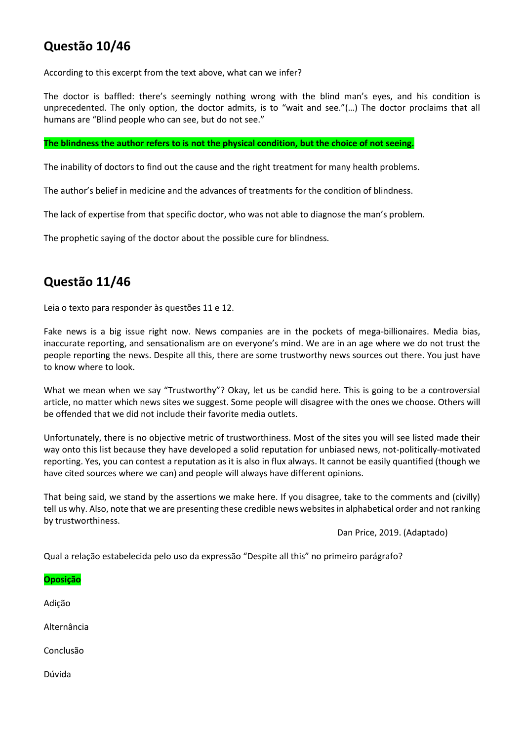## Questão 10/46

According to this excerpt from the text above, what can we infer?

The doctor is baffled: there's seemingly nothing wrong with the blind man's eyes, and his condition is unprecedented. The only option, the doctor admits, is to "wait and see."(…) The doctor proclaims that all humans are "Blind people who can see, but do not see."

**The blindness the author refers to is not the physical condition, but the choice of not seeing.**

The inability of doctors to find out the cause and the right treatment for many health problems.

The author's belief in medicine and the advances of treatments for the condition of blindness.

The lack of expertise from that specific doctor, who was not able to diagnose the man's problem.

The prophetic saying of the doctor about the possible cure for blindness.

## Questão 11/46

Leia o texto para responder às questões 11 e 12.

Fake news is a big issue right now. News companies are in the pockets of mega-billionaires. Media bias, inaccurate reporting, and sensationalism are on everyone's mind. We are in an age where we do not trust the people reporting the news. Despite all this, there are some trustworthy news sources out there. You just have to know where to look.

What we mean when we say "Trustworthy"? Okay, let us be candid here. This is going to be a controversial article, no matter which news sites we suggest. Some people will disagree with the ones we choose. Others will be offended that we did not include their favorite media outlets.

Unfortunately, there is no objective metric of trustworthiness. Most of the sites you will see listed made their way onto this list because they have developed a solid reputation for unbiased news, not-politically-motivated reporting. Yes, you can contest a reputation as it is also in flux always. It cannot be easily quantified (though we have cited sources where we can) and people will always have different opinions.

That being said, we stand by the assertions we make here. If you disagree, take to the comments and (civilly) tell us why. Also, note that we are presenting these credible news websites in alphabetical order and not ranking by trustworthiness.

Dan Price, 2019. (Adaptado)

Qual a relação estabelecida pelo uso da expressão "Despite all this" no primeiro parágrafo?

**Oposição**

Adição

Alternância

Conclusão

Dúvida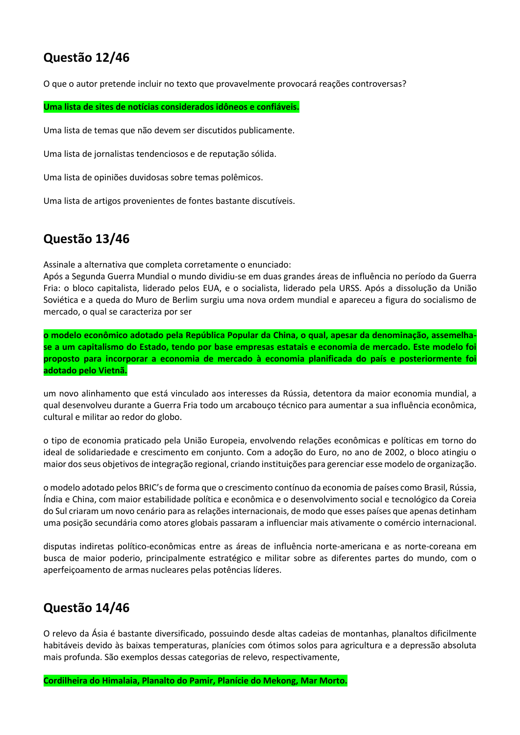## Questão 12/46

O que o autor pretende incluir no texto que provavelmente provocará reações controversas?

**Uma lista de sites de notícias considerados idôneos e confiáveis.**

Uma lista de temas que não devem ser discutidos publicamente.

Uma lista de jornalistas tendenciosos e de reputação sólida.

Uma lista de opiniões duvidosas sobre temas polêmicos.

Uma lista de artigos provenientes de fontes bastante discutíveis.

## Questão 13/46

Assinale a alternativa que completa corretamente o enunciado:
Após a Segunda Guerra Mundial o mundo dividiu-se em duas grandes áreas de influência no período da Guerra Fria: o bloco capitalista, liderado pelos EUA, e o socialista, liderado pela URSS. Após a dissolução da União Soviética e a queda do Muro de Berlim surgiu uma nova ordem mundial e apareceu a figura do socialismo de mercado, o qual se caracteriza por ser

**o modelo econômico adotado pela República Popular da China, o qual, apesar da denominação, assemelha-se a um capitalismo do Estado, tendo por base empresas estatais e economia de mercado. Este modelo foi proposto para incorporar a economia de mercado à economia planificada do país e posteriormente foi adotado pelo Vietnã.**

um novo alinhamento que está vinculado aos interesses da Rússia, detentora da maior economia mundial, a qual desenvolveu durante a Guerra Fria todo um arcabouço técnico para aumentar a sua influência econômica, cultural e militar ao redor do globo.

o tipo de economia praticado pela União Europeia, envolvendo relações econômicas e políticas em torno do ideal de solidariedade e crescimento em conjunto. Com a adoção do Euro, no ano de 2002, o bloco atingiu o maior dos seus objetivos de integração regional, criando instituições para gerenciar esse modelo de organização.

o modelo adotado pelos BRIC's de forma que o crescimento contínuo da economia de países como Brasil, Rússia, Índia e China, com maior estabilidade política e econômica e o desenvolvimento social e tecnológico da Coreia do Sul criaram um novo cenário para as relações internacionais, de modo que esses países que apenas detinham uma posição secundária como atores globais passaram a influenciar mais ativamente o comércio internacional.

disputas indiretas político-econômicas entre as áreas de influência norte-americana e as norte-coreana em busca de maior poderio, principalmente estratégico e militar sobre as diferentes partes do mundo, com o aperfeiçoamento de armas nucleares pelas potências líderes.

## Questão 14/46

O relevo da Ásia é bastante diversificado, possuindo desde altas cadeias de montanhas, planaltos dificilmente habitáveis devido às baixas temperaturas, planícies com ótimos solos para agricultura e a depressão absoluta mais profunda. São exemplos dessas categorias de relevo, respectivamente,

**Cordilheira do Himalaia, Planalto do Pamir, Planície do Mekong, Mar Morto.**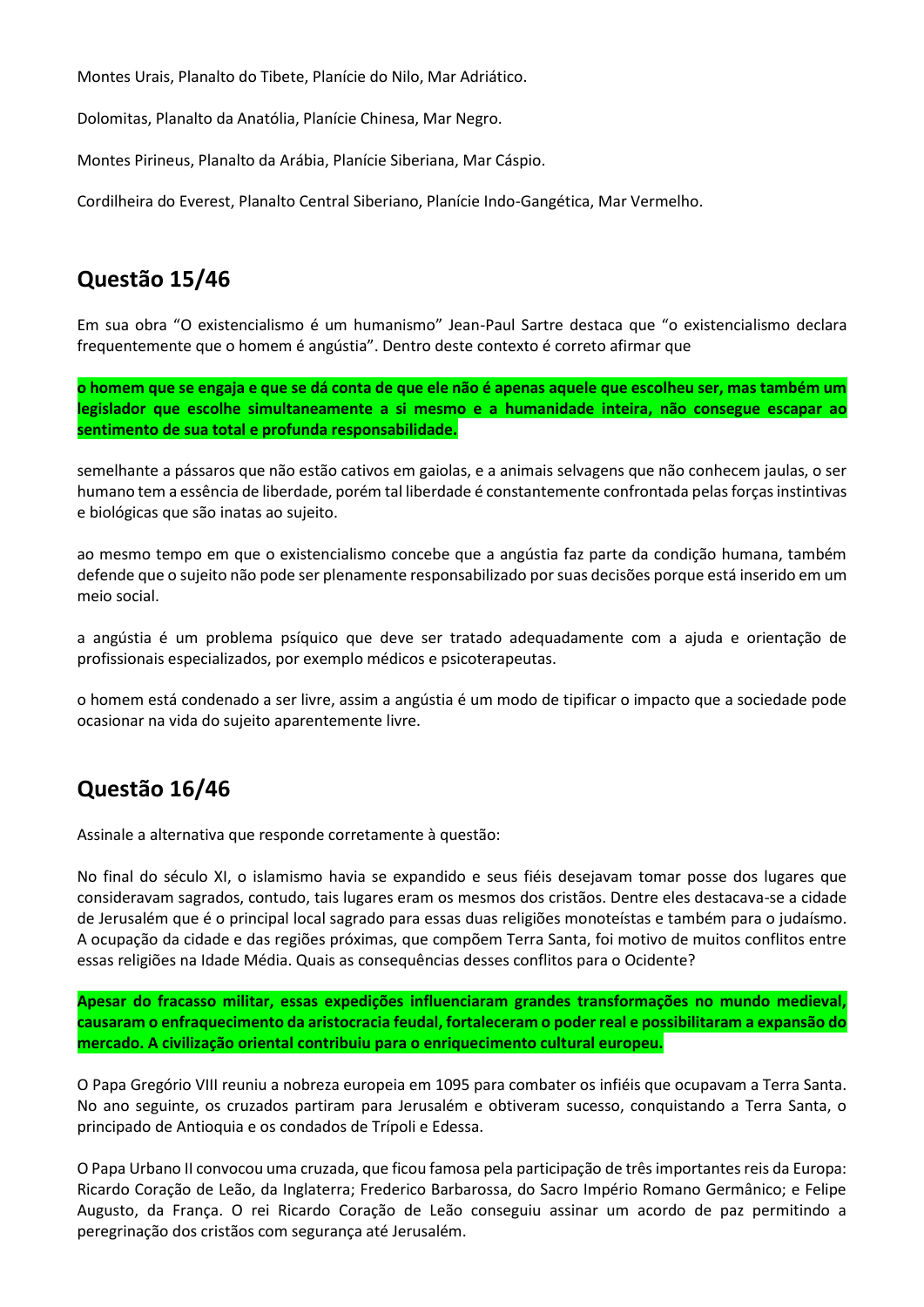Montes Urais, Planalto do Tibete, Planície do Nilo, Mar Adriático.

Dolomitas, Planalto da Anatólia, Planície Chinesa, Mar Negro.

Montes Pirineus, Planalto da Arábia, Planície Siberiana, Mar Cáspio.

Cordilheira do Everest, Planalto Central Siberiano, Planície Indo-Gangética, Mar Vermelho.

## Questão 15/46

Em sua obra "O existencialismo é um humanismo" Jean-Paul Sartre destaca que "o existencialismo declara frequentemente que o homem é angústia". Dentro deste contexto é correto afirmar que

**o homem que se engaja e que se dá conta de que ele não é apenas aquele que escolheu ser, mas também um legislador que escolhe simultaneamente a si mesmo e a humanidade inteira, não consegue escapar ao sentimento de sua total e profunda responsabilidade.**

semelhante a pássaros que não estão cativos em gaiolas, e a animais selvagens que não conhecem jaulas, o ser humano tem a essência de liberdade, porém tal liberdade é constantemente confrontada pelas forças instintivas e biológicas que são inatas ao sujeito.

ao mesmo tempo em que o existencialismo concebe que a angústia faz parte da condição humana, também defende que o sujeito não pode ser plenamente responsabilizado por suas decisões porque está inserido em um meio social.

a angústia é um problema psíquico que deve ser tratado adequadamente com a ajuda e orientação de profissionais especializados, por exemplo médicos e psicoterapeutas.

o homem está condenado a ser livre, assim a angústia é um modo de tipificar o impacto que a sociedade pode ocasionar na vida do sujeito aparentemente livre.

## Questão 16/46

Assinale a alternativa que responde corretamente à questão:

No final do século XI, o islamismo havia se expandido e seus fiéis desejavam tomar posse dos lugares que consideravam sagrados, contudo, tais lugares eram os mesmos dos cristãos. Dentre eles destacava-se a cidade de Jerusalém que é o principal local sagrado para essas duas religiões monoteístas e também para o judaísmo. A ocupação da cidade e das regiões próximas, que compõem Terra Santa, foi motivo de muitos conflitos entre essas religiões na Idade Média. Quais as consequências desses conflitos para o Ocidente?

**Apesar do fracasso militar, essas expedições influenciaram grandes transformações no mundo medieval, causaram o enfraquecimento da aristocracia feudal, fortaleceram o poder real e possibilitaram a expansão do mercado. A civilização oriental contribuiu para o enriquecimento cultural europeu.**

O Papa Gregório VIII reuniu a nobreza europeia em 1095 para combater os infiéis que ocupavam a Terra Santa. No ano seguinte, os cruzados partiram para Jerusalém e obtiveram sucesso, conquistando a Terra Santa, o principado de Antioquia e os condados de Trípoli e Edessa.

O Papa Urbano II convocou uma cruzada, que ficou famosa pela participação de três importantes reis da Europa: Ricardo Coração de Leão, da Inglaterra; Frederico Barbarossa, do Sacro Império Romano Germânico; e Felipe Augusto, da França. O rei Ricardo Coração de Leão conseguiu assinar um acordo de paz permitindo a peregrinação dos cristãos com segurança até Jerusalém.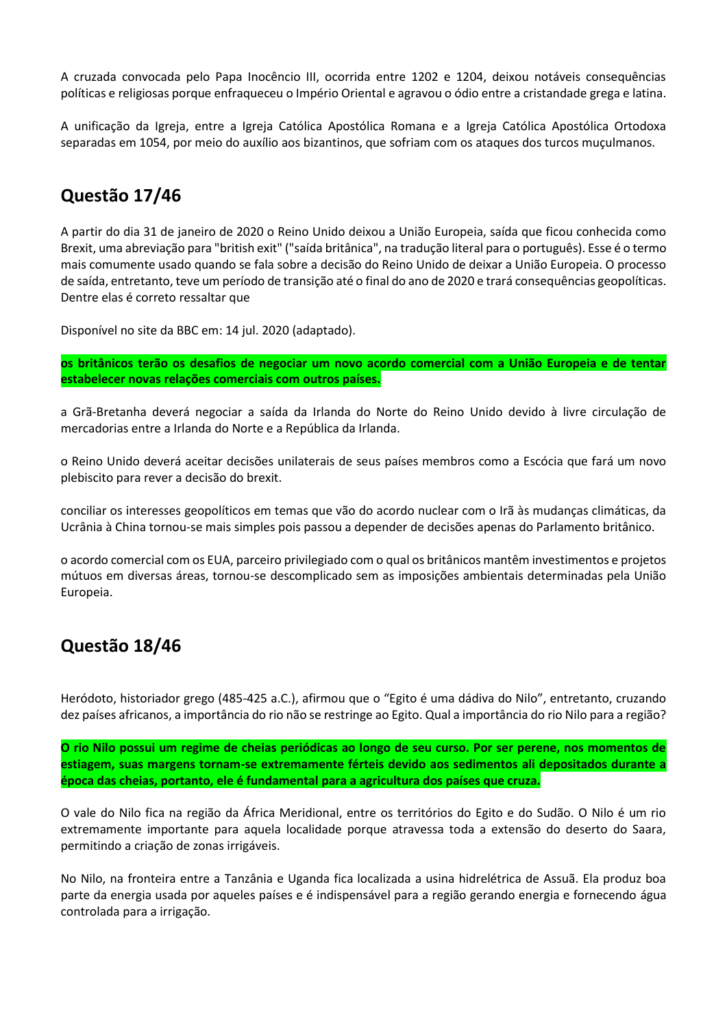A cruzada convocada pelo Papa Inocêncio III, ocorrida entre 1202 e 1204, deixou notáveis consequências políticas e religiosas porque enfraqueceu o Império Oriental e agravou o ódio entre a cristandade grega e latina.

A unificação da Igreja, entre a Igreja Católica Apostólica Romana e a Igreja Católica Apostólica Ortodoxa separadas em 1054, por meio do auxílio aos bizantinos, que sofriam com os ataques dos turcos muçulmanos.

## Questão 17/46

A partir do dia 31 de janeiro de 2020 o Reino Unido deixou a União Europeia, saída que ficou conhecida como Brexit, uma abreviação para "british exit" ("saída britânica", na tradução literal para o português). Esse é o termo mais comumente usado quando se fala sobre a decisão do Reino Unido de deixar a União Europeia. O processo de saída, entretanto, teve um período de transição até o final do ano de 2020 e trará consequências geopolíticas. Dentre elas é correto ressaltar que

Disponível no site da BBC em: 14 jul. 2020 (adaptado).

**os britânicos terão os desafios de negociar um novo acordo comercial com a União Europeia e de tentar estabelecer novas relações comerciais com outros países.**

a Grã-Bretanha deverá negociar a saída da Irlanda do Norte do Reino Unido devido à livre circulação de mercadorias entre a Irlanda do Norte e a República da Irlanda.

o Reino Unido deverá aceitar decisões unilaterais de seus países membros como a Escócia que fará um novo plebiscito para rever a decisão do brexit.

conciliar os interesses geopolíticos em temas que vão do acordo nuclear com o Irã às mudanças climáticas, da Ucrânia à China tornou-se mais simples pois passou a depender de decisões apenas do Parlamento britânico.

o acordo comercial com os EUA, parceiro privilegiado com o qual os britânicos mantêm investimentos e projetos mútuos em diversas áreas, tornou-se descomplicado sem as imposições ambientais determinadas pela União Europeia.

## Questão 18/46

Heródoto, historiador grego (485-425 a.C.), afirmou que o "Egito é uma dádiva do Nilo", entretanto, cruzando dez países africanos, a importância do rio não se restringe ao Egito. Qual a importância do rio Nilo para a região?

**O rio Nilo possui um regime de cheias periódicas ao longo de seu curso. Por ser perene, nos momentos de estiagem, suas margens tornam-se extremamente férteis devido aos sedimentos ali depositados durante a época das cheias, portanto, ele é fundamental para a agricultura dos países que cruza.**

O vale do Nilo fica na região da África Meridional, entre os territórios do Egito e do Sudão. O Nilo é um rio extremamente importante para aquela localidade porque atravessa toda a extensão do deserto do Saara, permitindo a criação de zonas irrigáveis.

No Nilo, na fronteira entre a Tanzânia e Uganda fica localizada a usina hidrelétrica de Assuã. Ela produz boa parte da energia usada por aqueles países e é indispensável para a região gerando energia e fornecendo água controlada para a irrigação.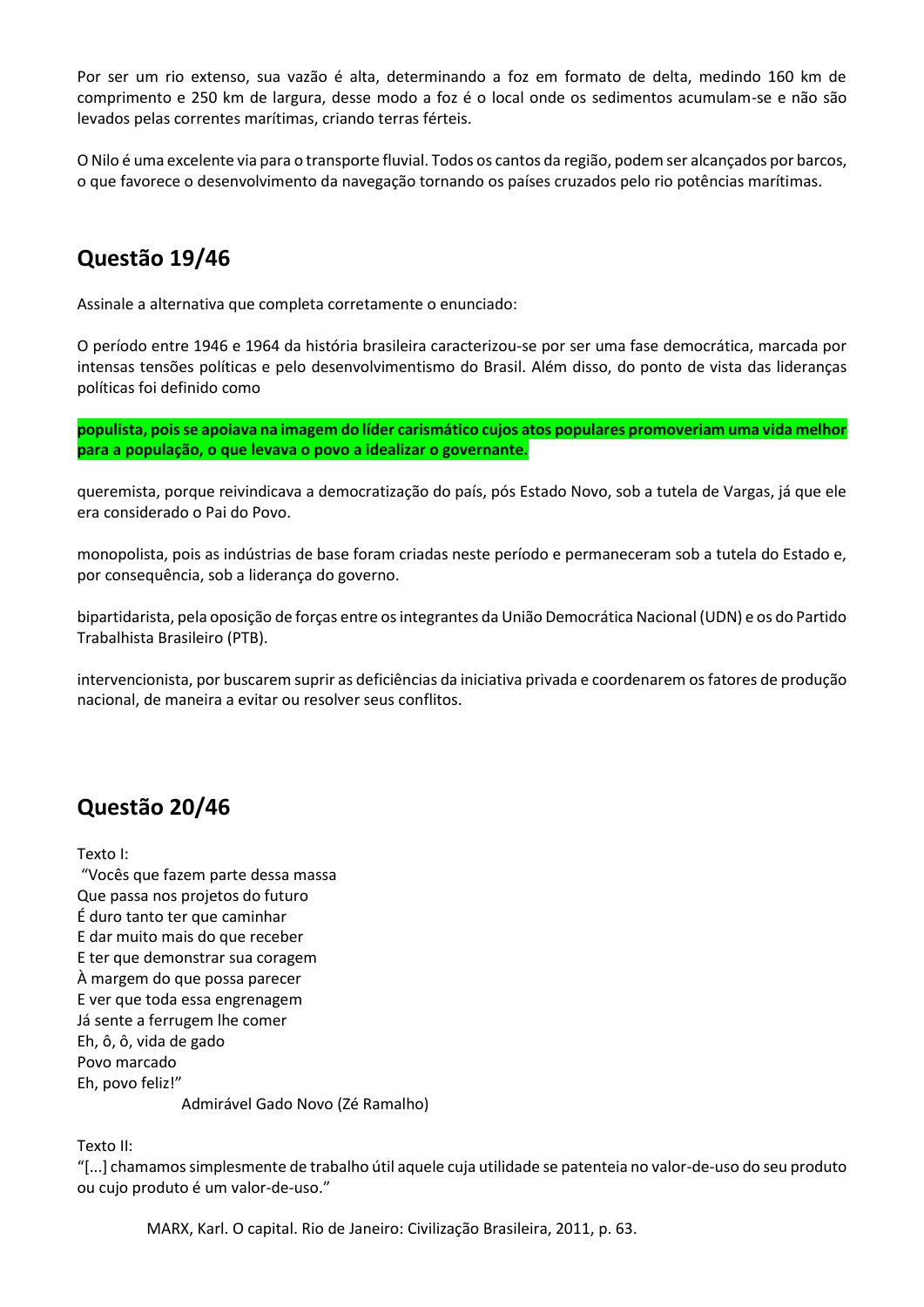Por ser um rio extenso, sua vazão é alta, determinando a foz em formato de delta, medindo 160 km de comprimento e 250 km de largura, desse modo a foz é o local onde os sedimentos acumulam-se e não são levados pelas correntes marítimas, criando terras férteis.

O Nilo é uma excelente via para o transporte fluvial. Todos os cantos da região, podem ser alcançados por barcos, o que favorece o desenvolvimento da navegação tornando os países cruzados pelo rio potências marítimas.

## Questão 19/46

Assinale a alternativa que completa corretamente o enunciado:

O período entre 1946 e 1964 da história brasileira caracterizou-se por ser uma fase democrática, marcada por intensas tensões políticas e pelo desenvolvimentismo do Brasil. Além disso, do ponto de vista das lideranças políticas foi definido como

**populista, pois se apoiava na imagem do líder carismático cujos atos populares promoveriam uma vida melhor para a população, o que levava o povo a idealizar o governante.**

queremista, porque reivindicava a democratização do país, pós Estado Novo, sob a tutela de Vargas, já que ele era considerado o Pai do Povo.

monopolista, pois as indústrias de base foram criadas neste período e permaneceram sob a tutela do Estado e, por consequência, sob a liderança do governo.

bipartidarista, pela oposição de forças entre os integrantes da União Democrática Nacional (UDN) e os do Partido Trabalhista Brasileiro (PTB).

intervencionista, por buscarem suprir as deficiências da iniciativa privada e coordenarem os fatores de produção nacional, de maneira a evitar ou resolver seus conflitos.

## Questão 20/46

Texto I:

"Vocês que fazem parte dessa massa
Que passa nos projetos do futuro
É duro tanto ter que caminhar
E dar muito mais do que receber
E ter que demonstrar sua coragem
À margem do que possa parecer
E ver que toda essa engrenagem
Já sente a ferrugem lhe comer
Eh, ô, ô, vida de gado
Povo marcado
Eh, povo feliz!"

Admirável Gado Novo (Zé Ramalho)

Texto II:

"[...] chamamos simplesmente de trabalho útil aquele cuja utilidade se patenteia no valor-de-uso do seu produto ou cujo produto é um valor-de-uso."

MARX, Karl. O capital. Rio de Janeiro: Civilização Brasileira, 2011, p. 63.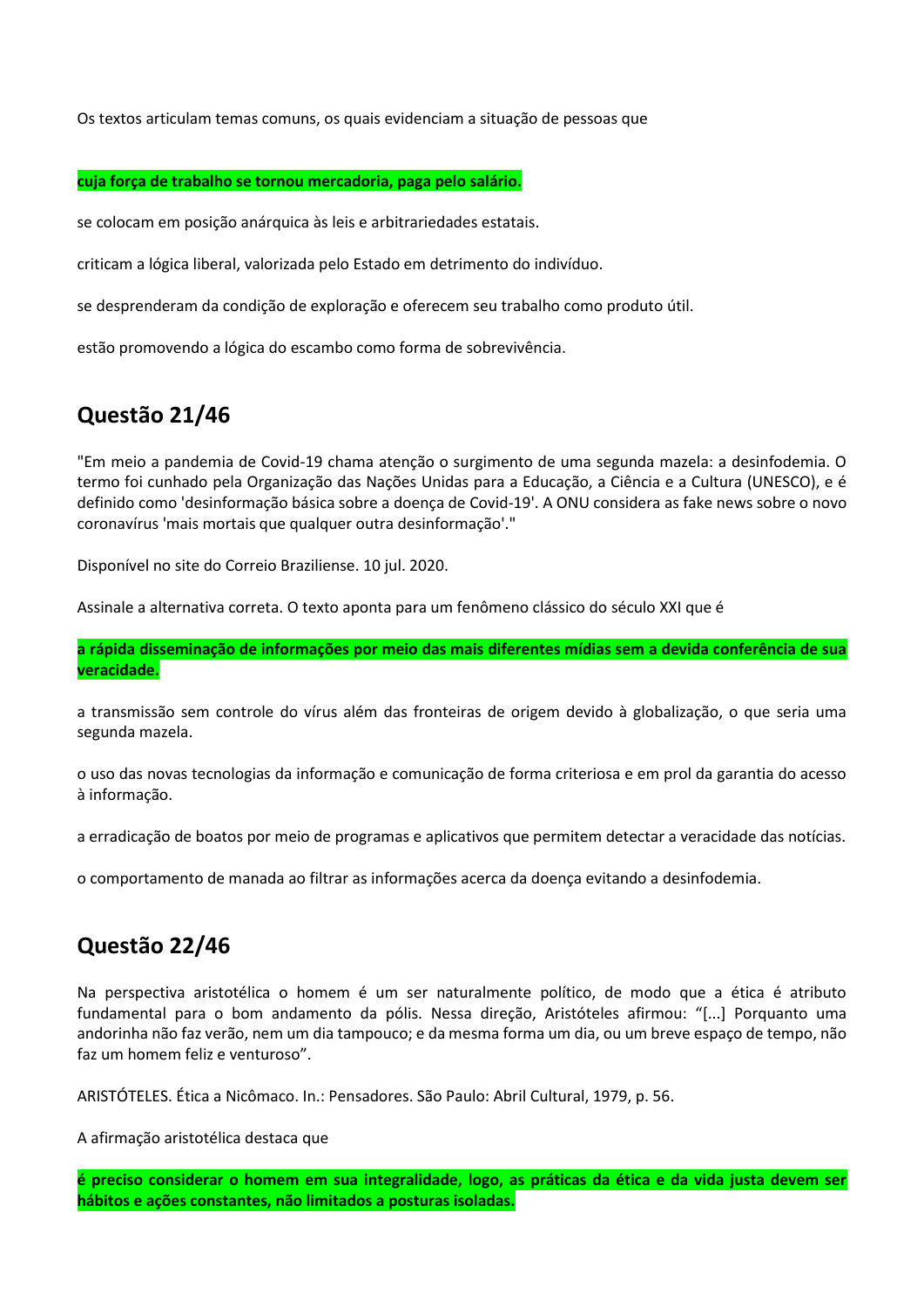Os textos articulam temas comuns, os quais evidenciam a situação de pessoas que

**cuja força de trabalho se tornou mercadoria, paga pelo salário.**

se colocam em posição anárquica às leis e arbitrariedades estatais.

criticam a lógica liberal, valorizada pelo Estado em detrimento do indivíduo.

se desprenderam da condição de exploração e oferecem seu trabalho como produto útil.

estão promovendo a lógica do escambo como forma de sobrevivência.

## Questão 21/46

"Em meio a pandemia de Covid-19 chama atenção o surgimento de uma segunda mazela: a desinfodemia. O termo foi cunhado pela Organização das Nações Unidas para a Educação, a Ciência e a Cultura (UNESCO), e é definido como 'desinformação básica sobre a doença de Covid-19'. A ONU considera as fake news sobre o novo coronavírus 'mais mortais que qualquer outra desinformação'."

Disponível no site do Correio Braziliense. 10 jul. 2020.

Assinale a alternativa correta. O texto aponta para um fenômeno clássico do século XXI que é

**a rápida disseminação de informações por meio das mais diferentes mídias sem a devida conferência de sua veracidade.**

a transmissão sem controle do vírus além das fronteiras de origem devido à globalização, o que seria uma segunda mazela.

o uso das novas tecnologias da informação e comunicação de forma criteriosa e em prol da garantia do acesso à informação.

a erradicação de boatos por meio de programas e aplicativos que permitem detectar a veracidade das notícias.

o comportamento de manada ao filtrar as informações acerca da doença evitando a desinfodemia.

## Questão 22/46

Na perspectiva aristotélica o homem é um ser naturalmente político, de modo que a ética é atributo fundamental para o bom andamento da pólis. Nessa direção, Aristóteles afirmou: "[...] Porquanto uma andorinha não faz verão, nem um dia tampouco; e da mesma forma um dia, ou um breve espaço de tempo, não faz um homem feliz e venturoso".

ARISTÓTELES. Ética a Nicômaco. In.: Pensadores. São Paulo: Abril Cultural, 1979, p. 56.

A afirmação aristotélica destaca que

**é preciso considerar o homem em sua integralidade, logo, as práticas da ética e da vida justa devem ser hábitos e ações constantes, não limitados a posturas isoladas.**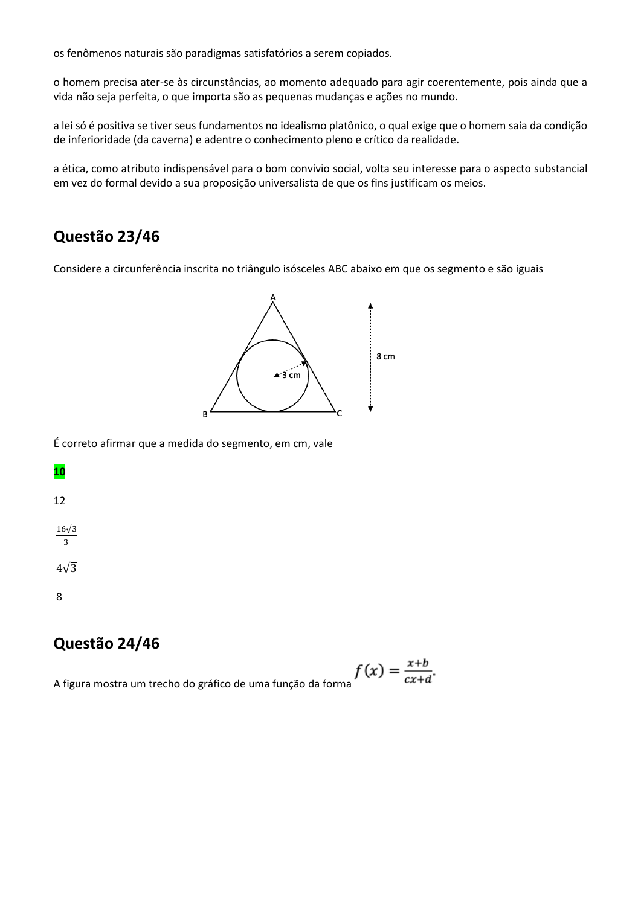os fenômenos naturais são paradigmas satisfatórios a serem copiados.

o homem precisa ater-se às circunstâncias, ao momento adequado para agir coerentemente, pois ainda que a vida não seja perfeita, o que importa são as pequenas mudanças e ações no mundo.

a lei só é positiva se tiver seus fundamentos no idealismo platônico, o qual exige que o homem saia da condição de inferioridade (da caverna) e adentre o conhecimento pleno e crítico da realidade.

a ética, como atributo indispensável para o bom convívio social, volta seu interesse para o aspecto substancial em vez do formal devido a sua proposição universalista de que os fins justificam os meios.

## Questão 23/46

Considere a circunferência inscrita no triângulo isósceles ABC abaixo em que os segmento e são iguais

A

8 cm

3 cm

B C

É correto afirmar que a medida do segmento, em cm, vale

**10**

12

$\frac{16\sqrt{3}}{3}$

$4\sqrt{3}$

8

## Questão 24/46

A figura mostra um trecho do gráfico de uma função da forma $f(x) = \frac{x+b}{cx+d}$.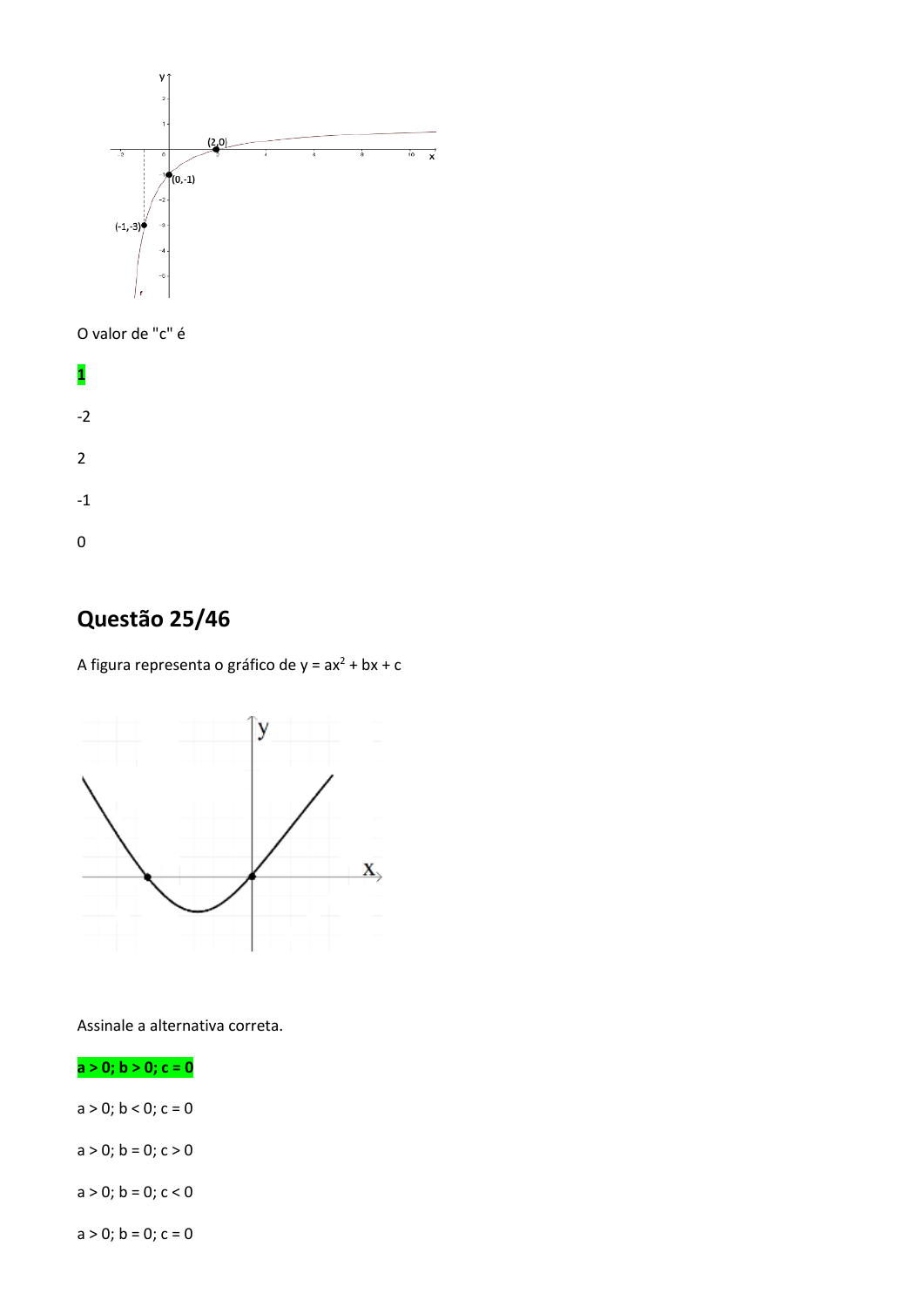O valor de "c" é

**1**

-2

2

-1

0

## Questão 25/46

A figura representa o gráfico de $y = ax^2 + bx + c$

Assinale a alternativa correta.

**a > 0; b > 0; c = 0**

a > 0; b < 0; c = 0

a > 0; b = 0; c > 0

a > 0; b = 0; c < 0

a > 0; b = 0; c = 0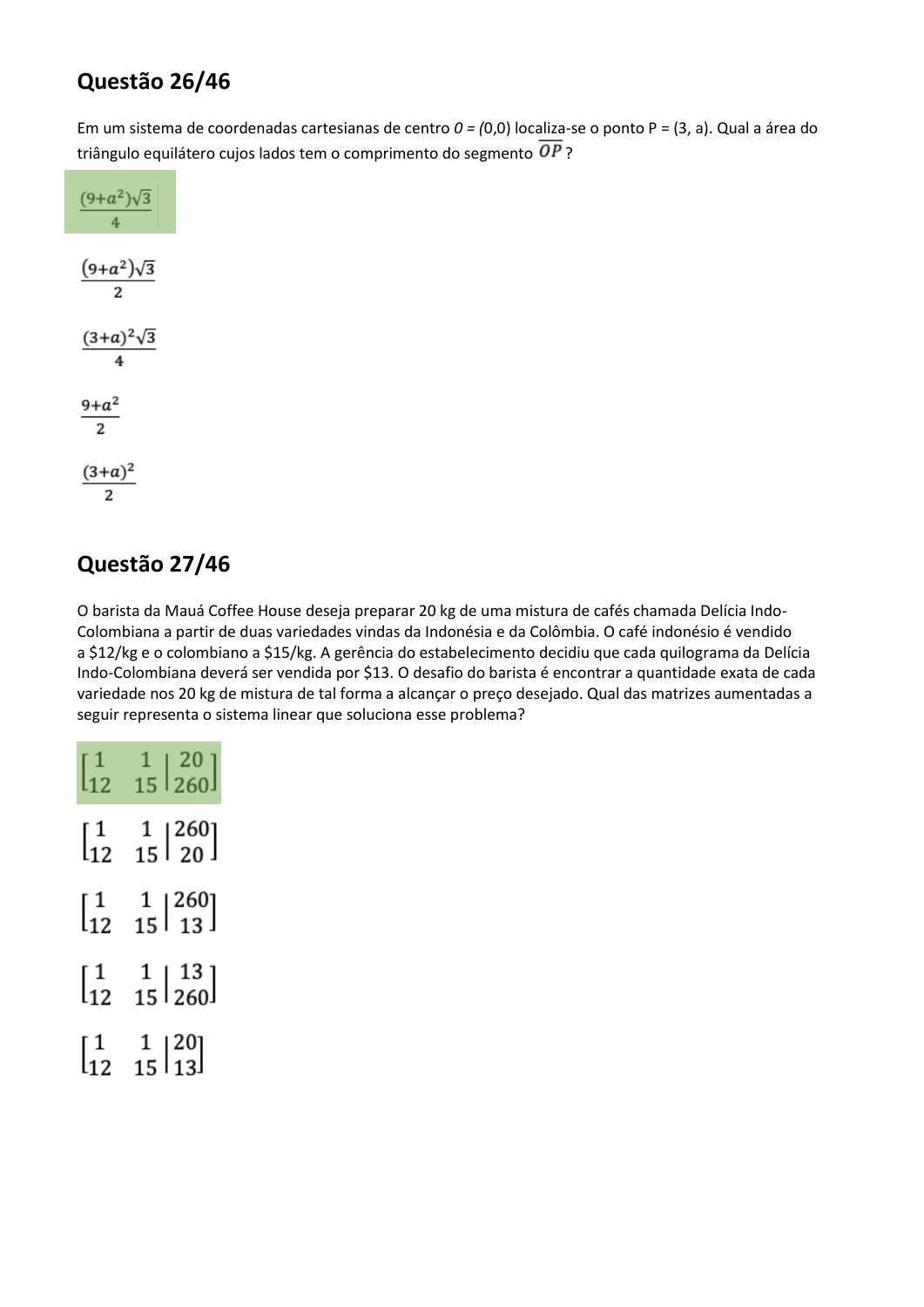## Questão 26/46

Em um sistema de coordenadas cartesianas de centro *0 = (*0,0) localiza-se o ponto P = (3, a). Qual a área do triângulo equilátero cujos lados tem o comprimento do segmento $\overline{OP}$ ?

$$\frac{(9+a^2)\sqrt{3}}{4}$$

$$\frac{(9+a^2)\sqrt{3}}{2}$$

$$\frac{(3+a)^2\sqrt{3}}{4}$$

$$\frac{9+a^2}{2}$$

$$\frac{(3+a)^2}{2}$$

## Questão 27/46

O barista da Mauá Coffee House deseja preparar 20 kg de uma mistura de cafés chamada Delícia Indo-Colombiana a partir de duas variedades vindas da Indonésia e da Colômbia. O café indonésio é vendido a $12/kg e o colombiano a $15/kg. A gerência do estabelecimento decidiu que cada quilograma da Delícia Indo-Colombiana deverá ser vendida por $13. O desafio do barista é encontrar a quantidade exata de cada variedade nos 20 kg de mistura de tal forma a alcançar o preço desejado. Qual das matrizes aumentadas a seguir representa o sistema linear que soluciona esse problema?

$$\left[\begin{array}{cc|c} 1 & 1 & 20 \\ 12 & 15 & 260 \end{array}\right]$$

$$\left[\begin{array}{cc|c} 1 & 1 & 260 \\ 12 & 15 & 20 \end{array}\right]$$

$$\left[\begin{array}{cc|c} 1 & 1 & 260 \\ 12 & 15 & 13 \end{array}\right]$$

$$\left[\begin{array}{cc|c} 1 & 1 & 13 \\ 12 & 15 & 260 \end{array}\right]$$

$$\left[\begin{array}{cc|c} 1 & 1 & 20 \\ 12 & 15 & 13 \end{array}\right]$$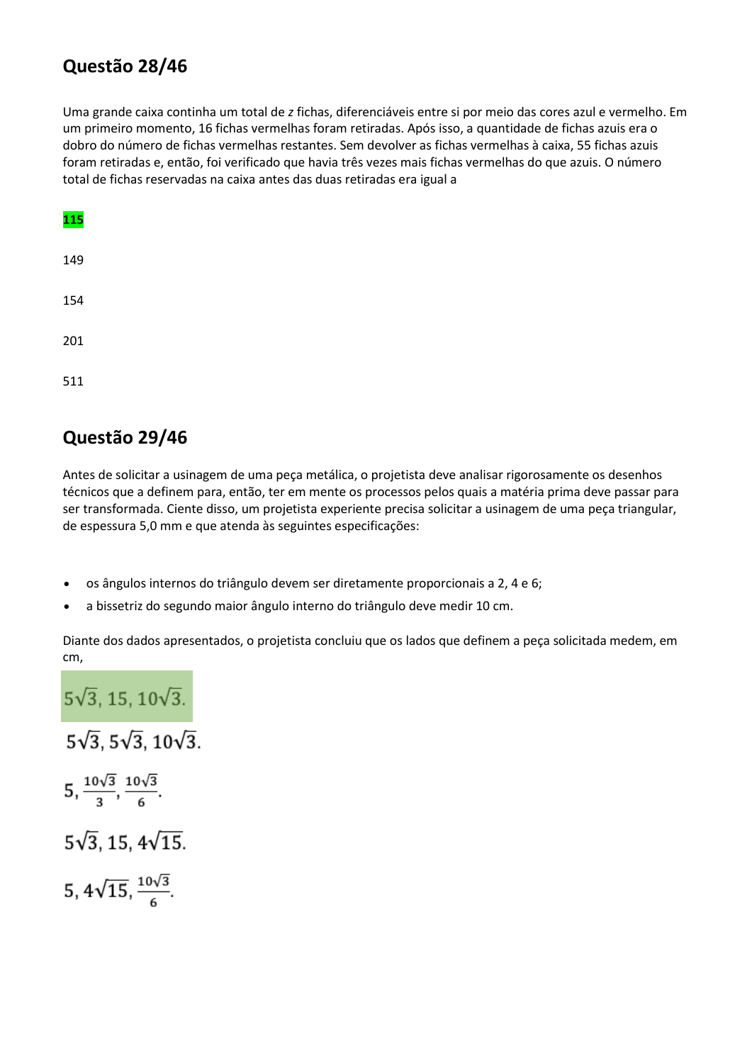## Questão 28/46

Uma grande caixa continha um total de *z* fichas, diferenciáveis entre si por meio das cores azul e vermelho. Em um primeiro momento, 16 fichas vermelhas foram retiradas. Após isso, a quantidade de fichas azuis era o dobro do número de fichas vermelhas restantes. Sem devolver as fichas vermelhas à caixa, 55 fichas azuis foram retiradas e, então, foi verificado que havia três vezes mais fichas vermelhas do que azuis. O número total de fichas reservadas na caixa antes das duas retiradas era igual a

**115**

149

154

201

511

## Questão 29/46

Antes de solicitar a usinagem de uma peça metálica, o projetista deve analisar rigorosamente os desenhos técnicos que a definem para, então, ter em mente os processos pelos quais a matéria prima deve passar para ser transformada. Ciente disso, um projetista experiente precisa solicitar a usinagem de uma peça triangular, de espessura 5,0 mm e que atenda às seguintes especificações:

- os ângulos internos do triângulo devem ser diretamente proporcionais a 2, 4 e 6;
- a bissetriz do segundo maior ângulo interno do triângulo deve medir 10 cm.

Diante dos dados apresentados, o projetista concluiu que os lados que definem a peça solicitada medem, em cm,

**$5\sqrt{3}$, 15, $10\sqrt{3}$.**

$5\sqrt{3}$, $5\sqrt{3}$, $10\sqrt{3}$.

5, $\frac{10\sqrt{3}}{3}$, $\frac{10\sqrt{3}}{6}$.

$5\sqrt{3}$, 15, $4\sqrt{15}$.

5, $4\sqrt{15}$, $\frac{10\sqrt{3}}{6}$.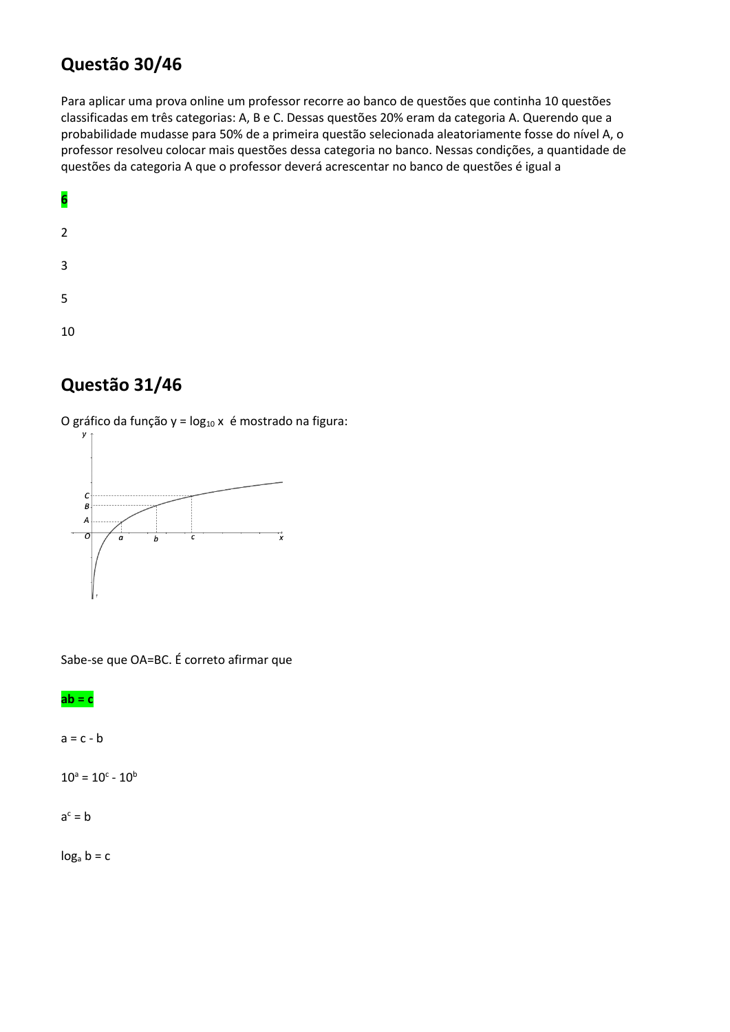## Questão 30/46

Para aplicar uma prova online um professor recorre ao banco de questões que continha 10 questões classificadas em três categorias: A, B e C. Dessas questões 20% eram da categoria A. Querendo que a probabilidade mudasse para 50% de a primeira questão selecionada aleatoriamente fosse do nível A, o professor resolveu colocar mais questões dessa categoria no banco. Nessas condições, a quantidade de questões da categoria A que o professor deverá acrescentar no banco de questões é igual a

**6**

2

3

5

10

## Questão 31/46

O gráfico da função $y = \log_{10} x$ é mostrado na figura:

Sabe-se que OA=BC. É correto afirmar que

**ab = c**

a = c - b

$10^a = 10^c - 10^b$

$a^c = b$

$\log_a b = c$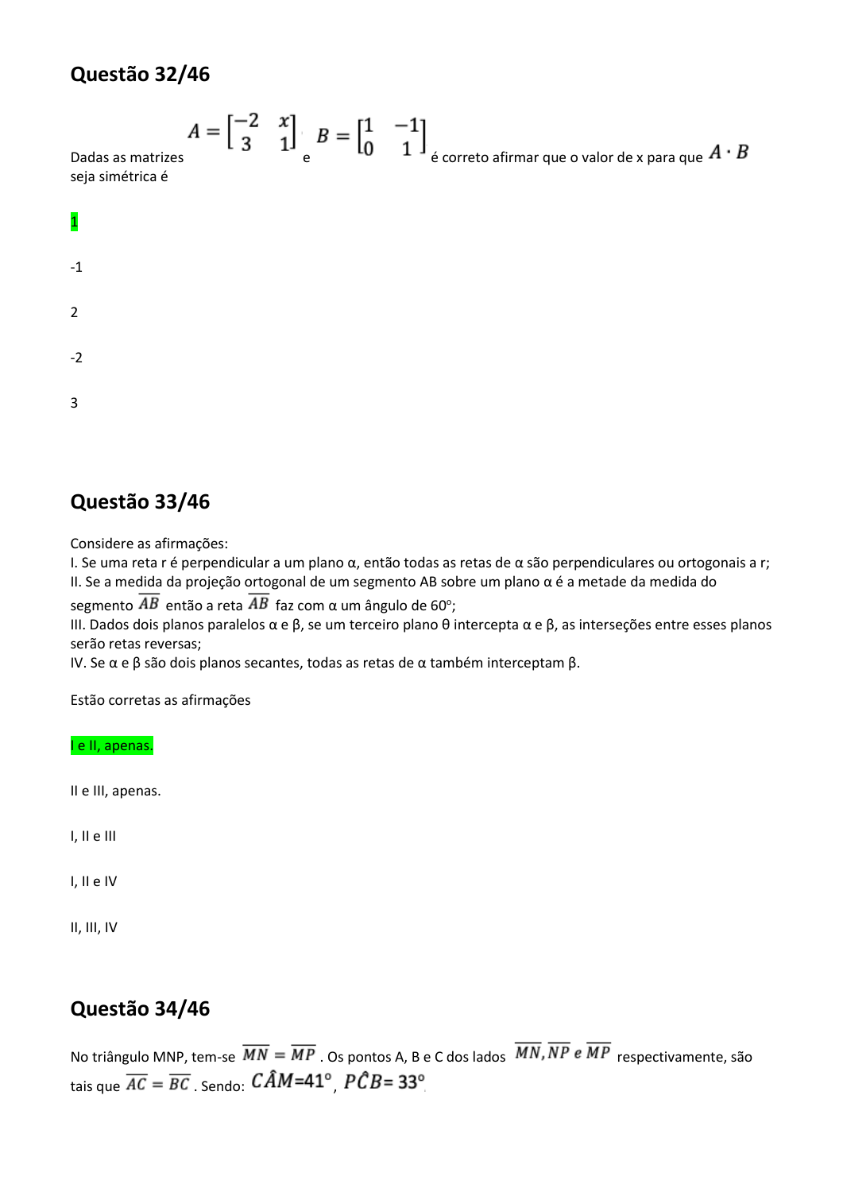## Questão 32/46

Dadas as matrizes $A = \begin{bmatrix} -2 & x \\ 3 & 1 \end{bmatrix}$ e $B = \begin{bmatrix} 1 & -1 \\ 0 & 1 \end{bmatrix}$ é correto afirmar que o valor de x para que $A \cdot B$ seja simétrica é

1

-1

2

-2

3

## Questão 33/46

Considere as afirmações:
I. Se uma reta r é perpendicular a um plano α, então todas as retas de α são perpendiculares ou ortogonais a r;
II. Se a medida da projeção ortogonal de um segmento AB sobre um plano α é a metade da medida do segmento $\overline{AB}$ então a reta $\overline{AB}$ faz com α um ângulo de 60°;
III. Dados dois planos paralelos α e β, se um terceiro plano θ intercepta α e β, as interseções entre esses planos serão retas reversas;
IV. Se α e β são dois planos secantes, todas as retas de α também interceptam β.

Estão corretas as afirmações

I e II, apenas.

II e III, apenas.

I, II e III

I, II e IV

II, III, IV

## Questão 34/46

No triângulo MNP, tem-se $\overline{MN} = \overline{MP}$ . Os pontos A, B e C dos lados $\overline{MN}, \overline{NP}$ e $\overline{MP}$ respectivamente, são tais que $\overline{AC} = \overline{BC}$ . Sendo: $C\hat{A}M=41^\circ$ , $P\hat{C}B= 33^\circ$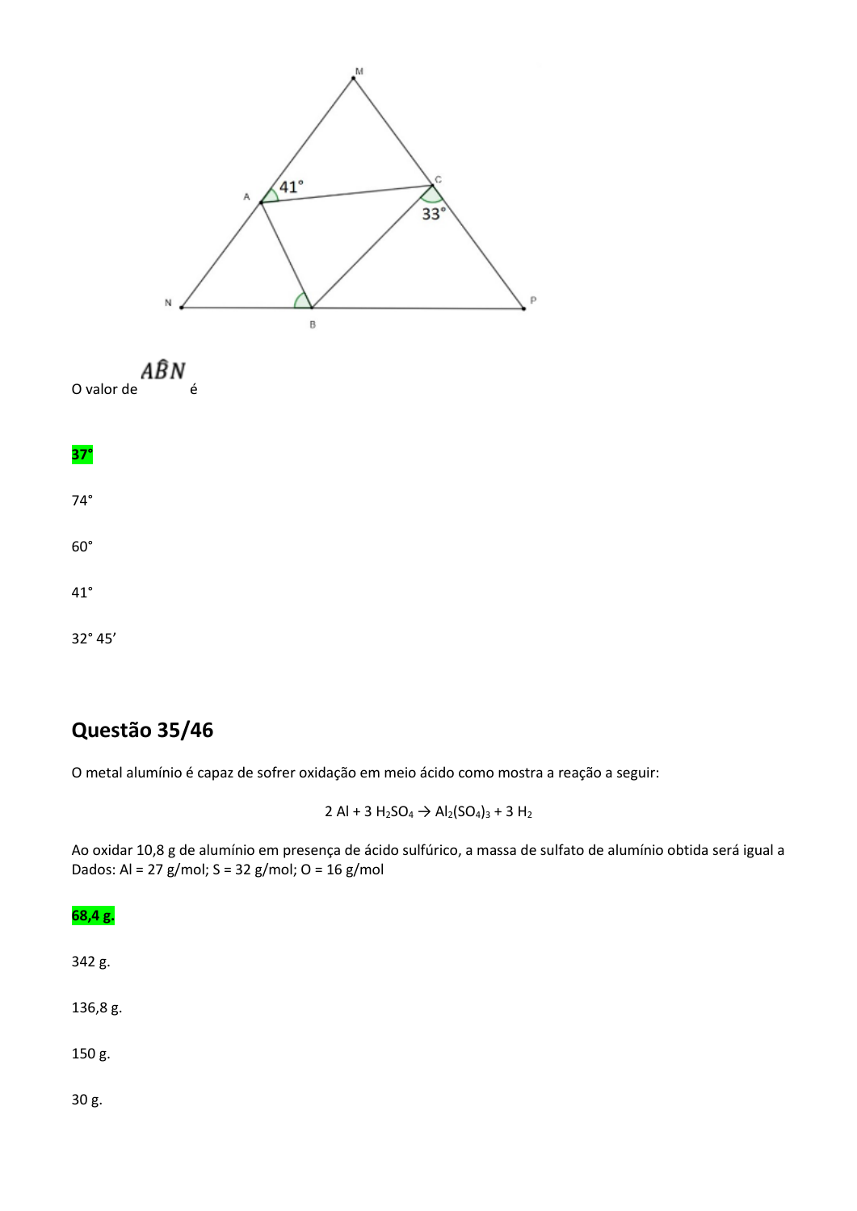O valor de $A\hat{B}N$ é

**37°**

74°

60°

41°

32° 45'

## Questão 35/46

O metal alumínio é capaz de sofrer oxidação em meio ácido como mostra a reação a seguir:

$$2\ Al + 3\ H_2SO_4 \rightarrow Al_2(SO_4)_3 + 3\ H_2$$

Ao oxidar 10,8 g de alumínio em presença de ácido sulfúrico, a massa de sulfato de alumínio obtida será igual a
Dados: Al = 27 g/mol; S = 32 g/mol; O = 16 g/mol

**68,4 g.**

342 g.

136,8 g.

150 g.

30 g.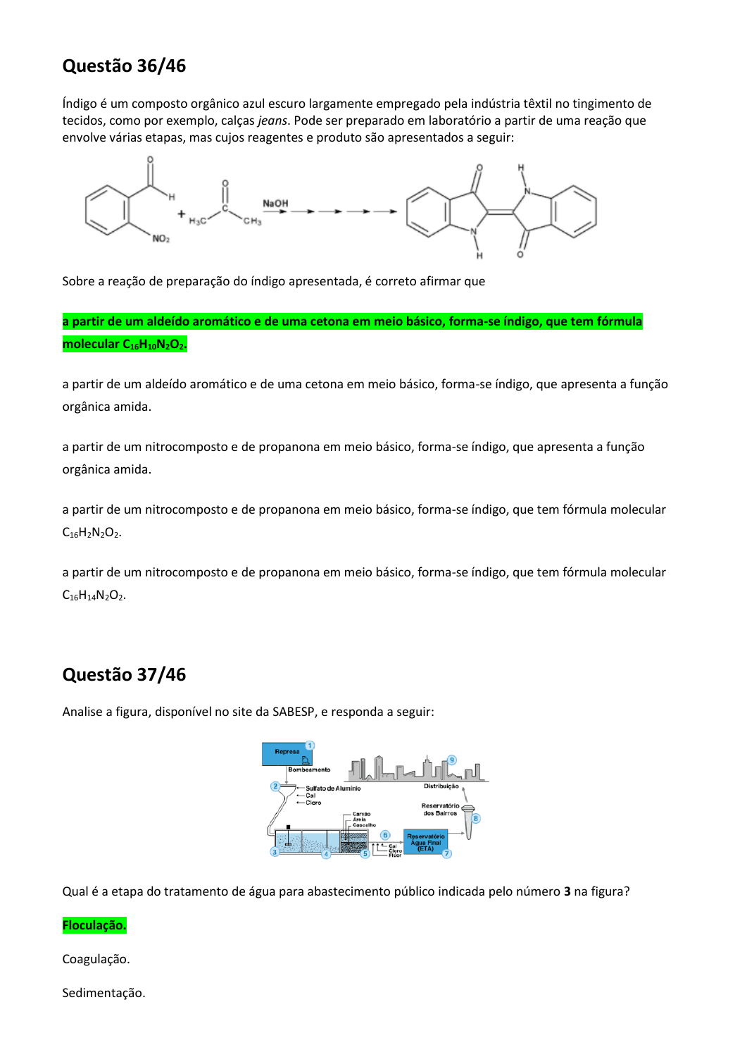## Questão 36/46

Índigo é um composto orgânico azul escuro largamente empregado pela indústria têxtil no tingimento de tecidos, como por exemplo, calças *jeans*. Pode ser preparado em laboratório a partir de uma reação que envolve várias etapas, mas cujos reagentes e produto são apresentados a seguir:

Sobre a reação de preparação do índigo apresentada, é correto afirmar que

**a partir de um aldeído aromático e de uma cetona em meio básico, forma-se índigo, que tem fórmula molecular $C_{16}H_{10}N_2O_2$.**

a partir de um aldeído aromático e de uma cetona em meio básico, forma-se índigo, que apresenta a função orgânica amida.

a partir de um nitrocomposto e de propanona em meio básico, forma-se índigo, que apresenta a função orgânica amida.

a partir de um nitrocomposto e de propanona em meio básico, forma-se índigo, que tem fórmula molecular $C_{16}H_2N_2O_2$.

a partir de um nitrocomposto e de propanona em meio básico, forma-se índigo, que tem fórmula molecular $C_{16}H_{14}N_2O_2$.

## Questão 37/46

Analise a figura, disponível no site da SABESP, e responda a seguir:

Qual é a etapa do tratamento de água para abastecimento público indicada pelo número **3** na figura?

**Floculação.**

Coagulação.

Sedimentação.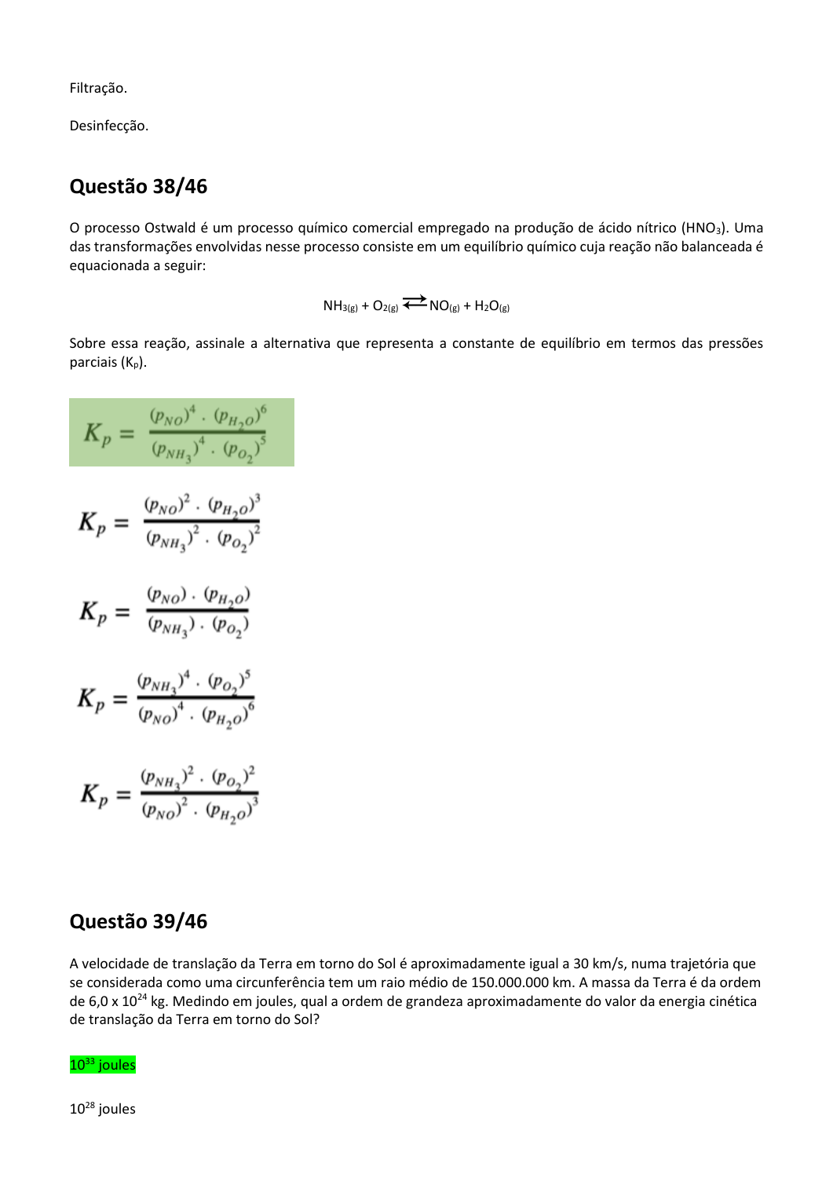Filtração.

Desinfecção.

## Questão 38/46

O processo Ostwald é um processo químico comercial empregado na produção de ácido nítrico ($HNO_3$). Uma das transformações envolvidas nesse processo consiste em um equilíbrio químico cuja reação não balanceada é equacionada a seguir:

$$NH_{3(g)} + O_{2(g)} \rightleftarrows NO_{(g)} + H_2O_{(g)}$$

Sobre essa reação, assinale a alternativa que representa a constante de equilíbrio em termos das pressões parciais ($K_p$).

$$K_p = \frac{(p_{NO})^4 \cdot (p_{H_2O})^6}{(p_{NH_3})^4 \cdot (p_{O_2})^5}$$

$$K_p = \frac{(p_{NO})^2 \cdot (p_{H_2O})^3}{(p_{NH_3})^2 \cdot (p_{O_2})^2}$$

$$K_p = \frac{(p_{NO}) \cdot (p_{H_2O})}{(p_{NH_3}) \cdot (p_{O_2})}$$

$$K_p = \frac{(p_{NH_3})^4 \cdot (p_{O_2})^5}{(p_{NO})^4 \cdot (p_{H_2O})^6}$$

$$K_p = \frac{(p_{NH_3})^2 \cdot (p_{O_2})^2}{(p_{NO})^2 \cdot (p_{H_2O})^3}$$

## Questão 39/46

A velocidade de translação da Terra em torno do Sol é aproximadamente igual a 30 km/s, numa trajetória que se considerada como uma circunferência tem um raio médio de 150.000.000 km. A massa da Terra é da ordem de $6{,}0 \times 10^{24}$ kg. Medindo em joules, qual a ordem de grandeza aproximadamente do valor da energia cinética de translação da Terra em torno do Sol?

$10^{33}$ joules

$10^{28}$ joules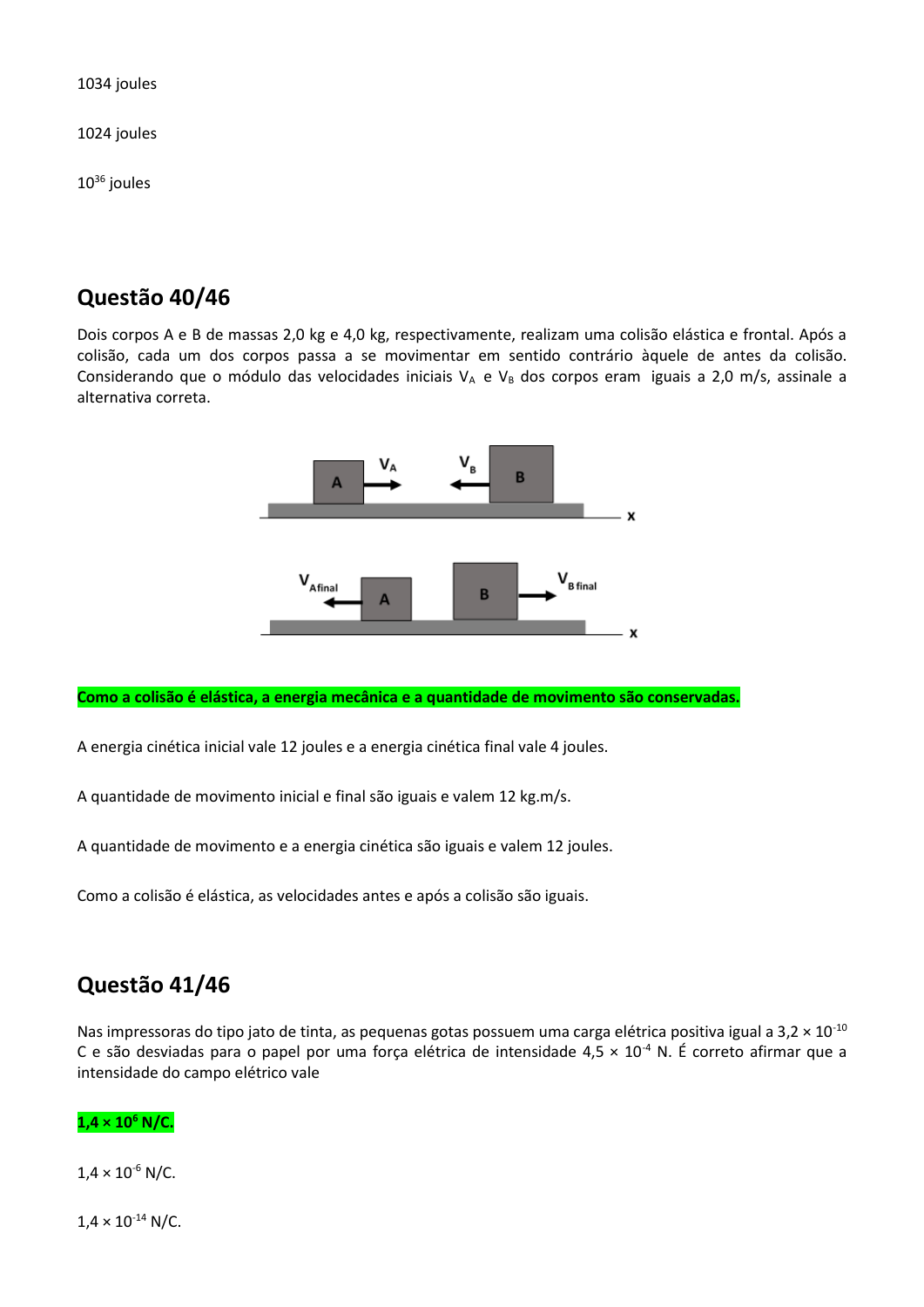1034 joules

1024 joules

$10^{36}$ joules

## Questão 40/46

Dois corpos A e B de massas 2,0 kg e 4,0 kg, respectivamente, realizam uma colisão elástica e frontal. Após a colisão, cada um dos corpos passa a se movimentar em sentido contrário àquele de antes da colisão. Considerando que o módulo das velocidades iniciais $V_A$ e $V_B$ dos corpos eram iguais a 2,0 m/s, assinale a alternativa correta.

**Como a colisão é elástica, a energia mecânica e a quantidade de movimento são conservadas.**

A energia cinética inicial vale 12 joules e a energia cinética final vale 4 joules.

A quantidade de movimento inicial e final são iguais e valem 12 kg.m/s.

A quantidade de movimento e a energia cinética são iguais e valem 12 joules.

Como a colisão é elástica, as velocidades antes e após a colisão são iguais.

## Questão 41/46

Nas impressoras do tipo jato de tinta, as pequenas gotas possuem uma carga elétrica positiva igual a $3,2 \times 10^{-10}$ C e são desviadas para o papel por uma força elétrica de intensidade $4,5 \times 10^{-4}$ N. É correto afirmar que a intensidade do campo elétrico vale

**$1,4 \times 10^{6}$ N/C.**

$1,4 \times 10^{-6}$ N/C.

$1,4 \times 10^{-14}$ N/C.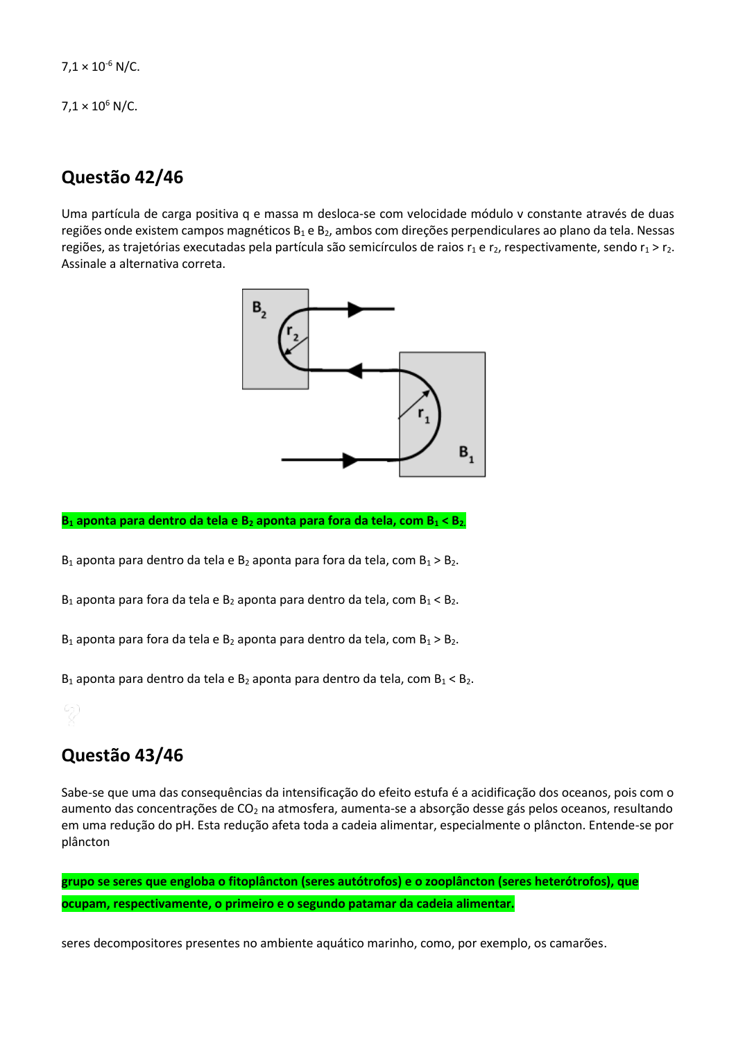$7,1 \times 10^{-6}$ N/C.

$7,1 \times 10^{6}$ N/C.

## Questão 42/46

Uma partícula de carga positiva q e massa m desloca-se com velocidade módulo v constante através de duas regiões onde existem campos magnéticos $B_1$ e $B_2$, ambos com direções perpendiculares ao plano da tela. Nessas regiões, as trajetórias executadas pela partícula são semicírculos de raios $r_1$ e $r_2$, respectivamente, sendo $r_1 > r_2$. Assinale a alternativa correta.

**$B_1$ aponta para dentro da tela e $B_2$ aponta para fora da tela, com $B_1 < B_2$.**

$B_1$ aponta para dentro da tela e $B_2$ aponta para fora da tela, com $B_1 > B_2$.

$B_1$ aponta para fora da tela e $B_2$ aponta para dentro da tela, com $B_1 < B_2$.

$B_1$ aponta para fora da tela e $B_2$ aponta para dentro da tela, com $B_1 > B_2$.

$B_1$ aponta para dentro da tela e $B_2$ aponta para dentro da tela, com $B_1 < B_2$.

## Questão 43/46

Sabe-se que uma das consequências da intensificação do efeito estufa é a acidificação dos oceanos, pois com o aumento das concentrações de $CO_2$ na atmosfera, aumenta-se a absorção desse gás pelos oceanos, resultando em uma redução do pH. Esta redução afeta toda a cadeia alimentar, especialmente o plâncton. Entende-se por plâncton

**grupo se seres que engloba o fitoplâncton (seres autótrofos) e o zooplâncton (seres heterótrofos), que ocupam, respectivamente, o primeiro e o segundo patamar da cadeia alimentar.**

seres decompositores presentes no ambiente aquático marinho, como, por exemplo, os camarões.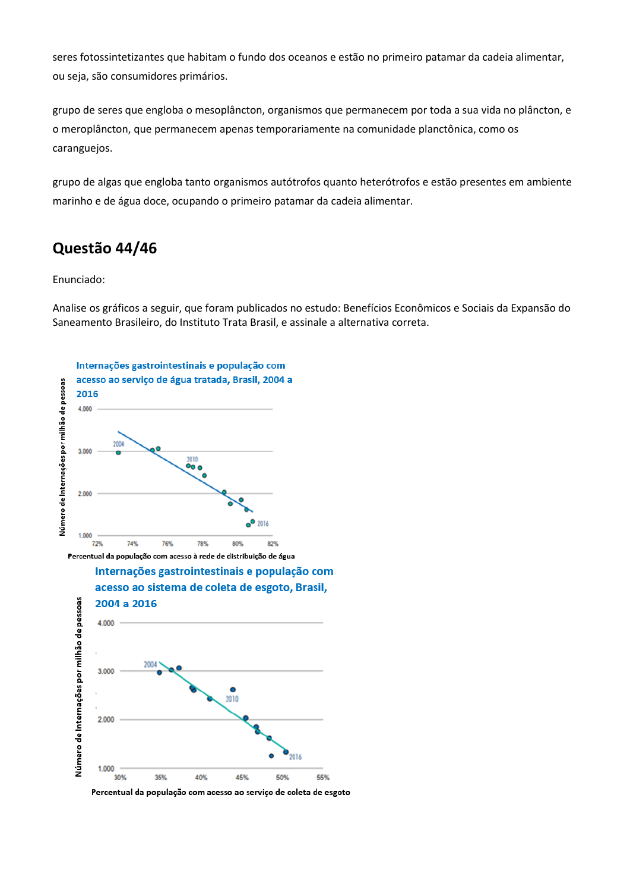seres fotossintetizantes que habitam o fundo dos oceanos e estão no primeiro patamar da cadeia alimentar, ou seja, são consumidores primários.

grupo de seres que engloba o mesoplâncton, organismos que permanecem por toda a sua vida no plâncton, e o meroplâncton, que permanecem apenas temporariamente na comunidade planctônica, como os caranguejos.

grupo de algas que engloba tanto organismos autótrofos quanto heterótrofos e estão presentes em ambiente marinho e de água doce, ocupando o primeiro patamar da cadeia alimentar.

## Questão 44/46

Enunciado:

Analise os gráficos a seguir, que foram publicados no estudo: Benefícios Econômicos e Sociais da Expansão do Saneamento Brasileiro, do Instituto Trata Brasil, e assinale a alternativa correta.

**Internações gastrointestinais e população com acesso ao serviço de água tratada, Brasil, 2004 a 2016**

Número de Internações por milhão de pessoas

4.000
3.000
2.000
1.000

2004 — 2010 — 2016

72% 74% 76% 78% 80% 82%

Percentual da população com acesso à rede de distribuição de água

**Internações gastrointestinais e população com acesso ao sistema de coleta de esgoto, Brasil, 2004 a 2016**

Número de Internações por milhão de pessoas

4.000
3.000
2.000
1.000

2004 — 2010 — 2016

30% 35% 40% 45% 50% 55%

Percentual da população com acesso ao serviço de coleta de esgoto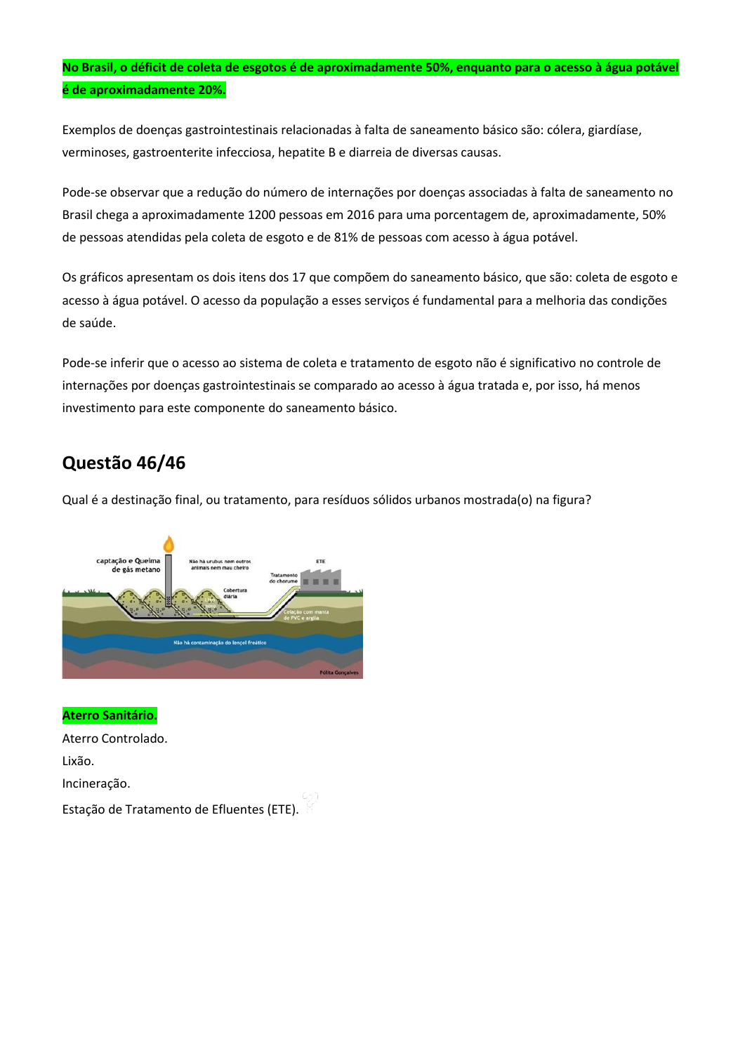**No Brasil, o déficit de coleta de esgotos é de aproximadamente 50%, enquanto para o acesso à água potável é de aproximadamente 20%.**

Exemplos de doenças gastrointestinais relacionadas à falta de saneamento básico são: cólera, giardíase, verminoses, gastroenterite infecciosa, hepatite B e diarreia de diversas causas.

Pode-se observar que a redução do número de internações por doenças associadas à falta de saneamento no Brasil chega a aproximadamente 1200 pessoas em 2016 para uma porcentagem de, aproximadamente, 50% de pessoas atendidas pela coleta de esgoto e de 81% de pessoas com acesso à água potável.

Os gráficos apresentam os dois itens dos 17 que compõem do saneamento básico, que são: coleta de esgoto e acesso à água potável. O acesso da população a esses serviços é fundamental para a melhoria das condições de saúde.

Pode-se inferir que o acesso ao sistema de coleta e tratamento de esgoto não é significativo no controle de internações por doenças gastrointestinais se comparado ao acesso à água tratada e, por isso, há menos investimento para este componente do saneamento básico.

## Questão 46/46

Qual é a destinação final, ou tratamento, para resíduos sólidos urbanos mostrada(o) na figura?

captação e Queima de gás metano

Não há urubus nem outros animais nem mau cheiro

ETE

Tratamento do chorume

Cobertura diária

Celação com manta de PVC e argila

Não há contaminação do lençol freático

Fólita Gonçalves

**Aterro Sanitário.**

Aterro Controlado.

Lixão.

Incineração.

Estação de Tratamento de Efluentes (ETE).